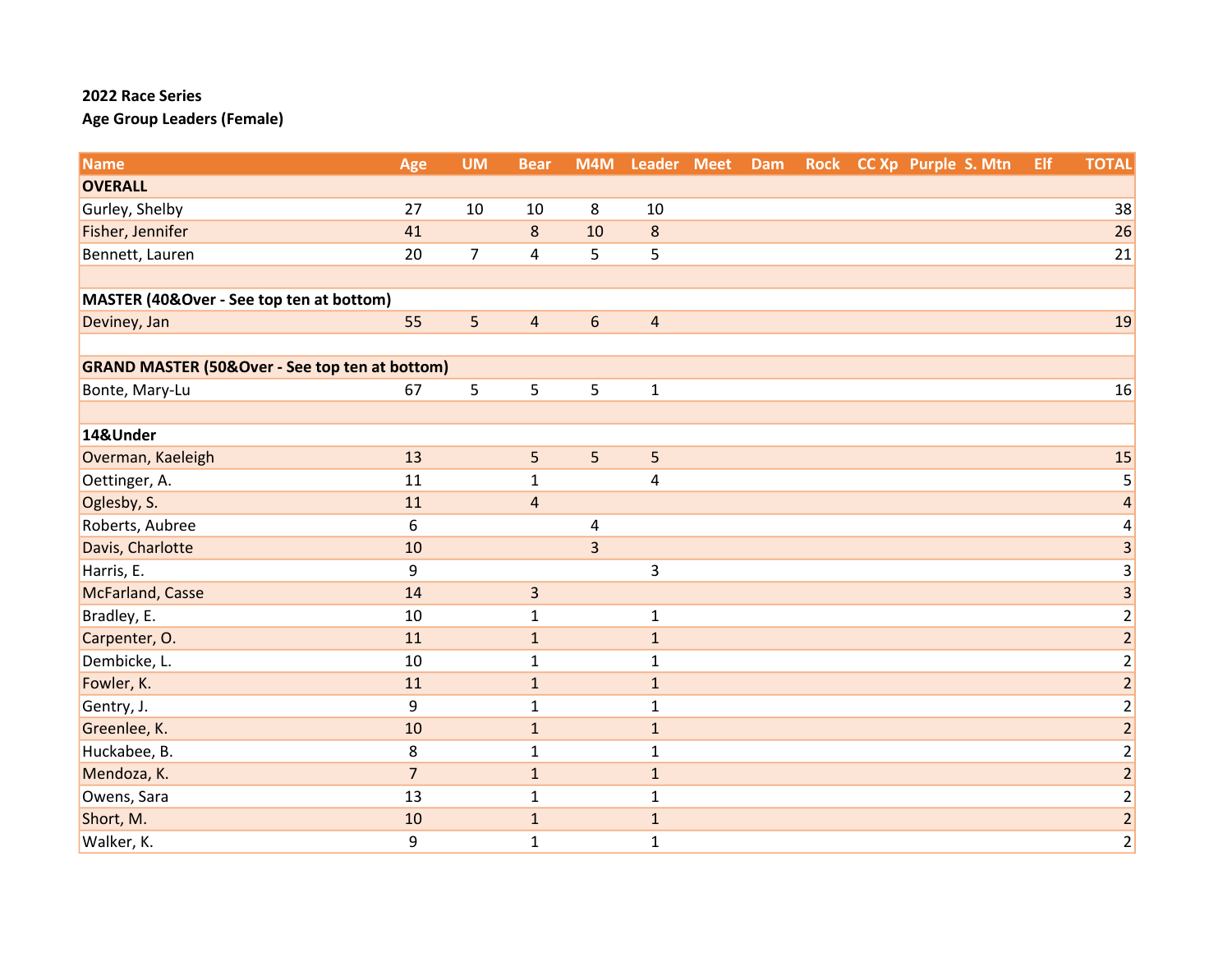**2022 Race Series**

**Age Group Leaders (Female)**

| Name | Age | UM | Bear | M4M | Leader | Meet | Dam | Rock | CC Xp | Purple | S. Mtn | Elf | TOTAL |
|---|---|---|---|---|---|---|---|---|---|---|---|---|---|
| **OVERALL** | | | | | | | | | | | | | |
| Gurley, Shelby | 27 | 10 | 10 | 8 | 10 | | | | | | | | 38 |
| Fisher, Jennifer | 41 | | 8 | 10 | 8 | | | | | | | | 26 |
| Bennett, Lauren | 20 | 7 | 4 | 5 | 5 | | | | | | | | 21 |
| | | | | | | | | | | | | | |
| **MASTER (40&Over - See top ten at bottom)** | | | | | | | | | | | | | |
| Deviney, Jan | 55 | 5 | 4 | 6 | 4 | | | | | | | | 19 |
| | | | | | | | | | | | | | |
| **GRAND MASTER (50&Over - See top ten at bottom)** | | | | | | | | | | | | | |
| Bonte, Mary-Lu | 67 | 5 | 5 | 5 | 1 | | | | | | | | 16 |
| | | | | | | | | | | | | | |
| **14&Under** | | | | | | | | | | | | | |
| Overman, Kaeleigh | 13 | | 5 | 5 | 5 | | | | | | | | 15 |
| Oettinger, A. | 11 | | 1 | | 4 | | | | | | | | 5 |
| Oglesby, S. | 11 | | 4 | | | | | | | | | | 4 |
| Roberts, Aubree | 6 | | | 4 | | | | | | | | | 4 |
| Davis, Charlotte | 10 | | | 3 | | | | | | | | | 3 |
| Harris, E. | 9 | | | | 3 | | | | | | | | 3 |
| McFarland, Casse | 14 | | 3 | | | | | | | | | | 3 |
| Bradley, E. | 10 | | 1 | | 1 | | | | | | | | 2 |
| Carpenter, O. | 11 | | 1 | | 1 | | | | | | | | 2 |
| Dembicke, L. | 10 | | 1 | | 1 | | | | | | | | 2 |
| Fowler, K. | 11 | | 1 | | 1 | | | | | | | | 2 |
| Gentry, J. | 9 | | 1 | | 1 | | | | | | | | 2 |
| Greenlee, K. | 10 | | 1 | | 1 | | | | | | | | 2 |
| Huckabee, B. | 8 | | 1 | | 1 | | | | | | | | 2 |
| Mendoza, K. | 7 | | 1 | | 1 | | | | | | | | 2 |
| Owens, Sara | 13 | | 1 | | 1 | | | | | | | | 2 |
| Short, M. | 10 | | 1 | | 1 | | | | | | | | 2 |
| Walker, K. | 9 | | 1 | | 1 | | | | | | | | 2 |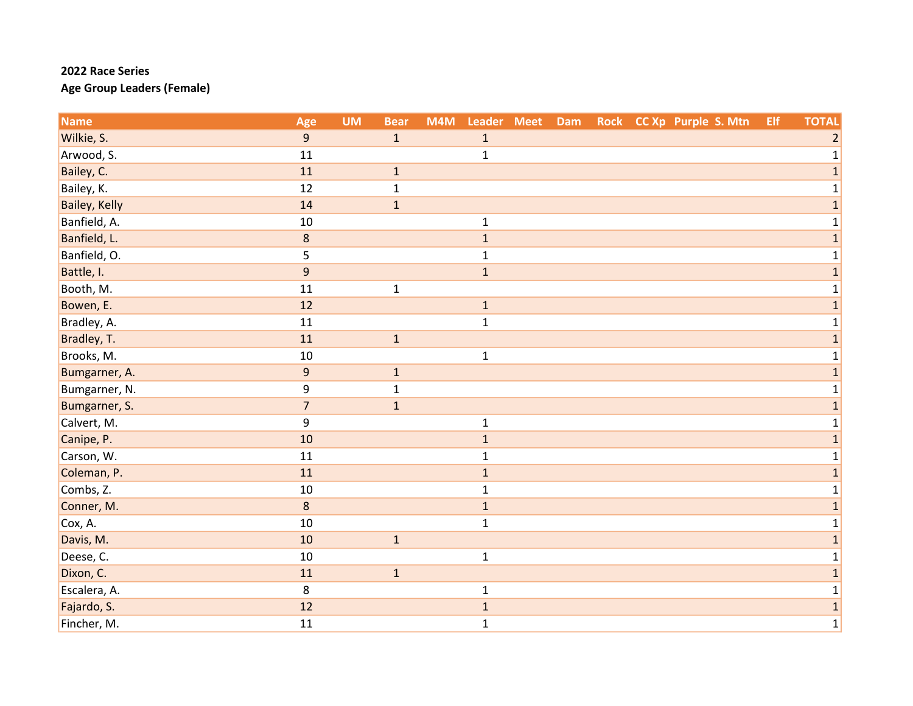**2022 Race Series**

**Age Group Leaders (Female)**

| Name | Age | UM | Bear | M4M | Leader | Meet | Dam | Rock | CC Xp | Purple | S. Mtn | Elf | TOTAL |
|---|---|---|---|---|---|---|---|---|---|---|---|---|---|
| Wilkie, S. | 9 | | 1 | | 1 | | | | | | | | 2 |
| Arwood, S. | 11 | | | | 1 | | | | | | | | 1 |
| Bailey, C. | 11 | | 1 | | | | | | | | | | 1 |
| Bailey, K. | 12 | | 1 | | | | | | | | | | 1 |
| Bailey, Kelly | 14 | | 1 | | | | | | | | | | 1 |
| Banfield, A. | 10 | | | | 1 | | | | | | | | 1 |
| Banfield, L. | 8 | | | | 1 | | | | | | | | 1 |
| Banfield, O. | 5 | | | | 1 | | | | | | | | 1 |
| Battle, I. | 9 | | | | 1 | | | | | | | | 1 |
| Booth, M. | 11 | | 1 | | | | | | | | | | 1 |
| Bowen, E. | 12 | | | | 1 | | | | | | | | 1 |
| Bradley, A. | 11 | | | | 1 | | | | | | | | 1 |
| Bradley, T. | 11 | | 1 | | | | | | | | | | 1 |
| Brooks, M. | 10 | | | | 1 | | | | | | | | 1 |
| Bumgarner, A. | 9 | | 1 | | | | | | | | | | 1 |
| Bumgarner, N. | 9 | | 1 | | | | | | | | | | 1 |
| Bumgarner, S. | 7 | | 1 | | | | | | | | | | 1 |
| Calvert, M. | 9 | | | | 1 | | | | | | | | 1 |
| Canipe, P. | 10 | | | | 1 | | | | | | | | 1 |
| Carson, W. | 11 | | | | 1 | | | | | | | | 1 |
| Coleman, P. | 11 | | | | 1 | | | | | | | | 1 |
| Combs, Z. | 10 | | | | 1 | | | | | | | | 1 |
| Conner, M. | 8 | | | | 1 | | | | | | | | 1 |
| Cox, A. | 10 | | | | 1 | | | | | | | | 1 |
| Davis, M. | 10 | | 1 | | | | | | | | | | 1 |
| Deese, C. | 10 | | | | 1 | | | | | | | | 1 |
| Dixon, C. | 11 | | 1 | | | | | | | | | | 1 |
| Escalera, A. | 8 | | | | 1 | | | | | | | | 1 |
| Fajardo, S. | 12 | | | | 1 | | | | | | | | 1 |
| Fincher, M. | 11 | | | | 1 | | | | | | | | 1 |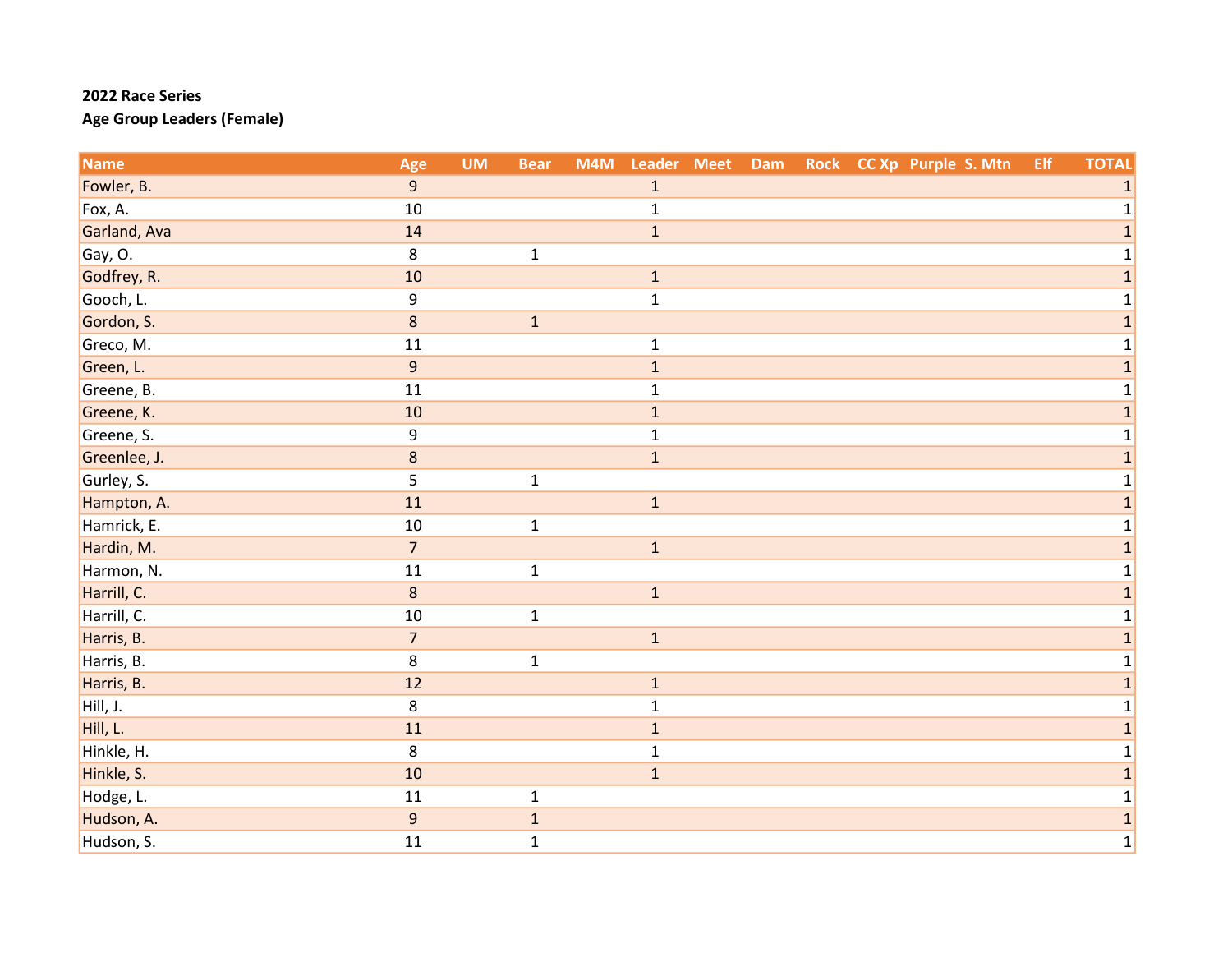**2022 Race Series**

**Age Group Leaders (Female)**

| Name | Age | UM | Bear | M4M | Leader | Meet | Dam | Rock | CC Xp | Purple | S. Mtn | Elf | TOTAL |
|---|---|---|---|---|---|---|---|---|---|---|---|---|---|
| Fowler, B. | 9 | | | | 1 | | | | | | | | 1 |
| Fox, A. | 10 | | | | 1 | | | | | | | | 1 |
| Garland, Ava | 14 | | | | 1 | | | | | | | | 1 |
| Gay, O. | 8 | | 1 | | | | | | | | | | 1 |
| Godfrey, R. | 10 | | | | 1 | | | | | | | | 1 |
| Gooch, L. | 9 | | | | 1 | | | | | | | | 1 |
| Gordon, S. | 8 | | 1 | | | | | | | | | | 1 |
| Greco, M. | 11 | | | | 1 | | | | | | | | 1 |
| Green, L. | 9 | | | | 1 | | | | | | | | 1 |
| Greene, B. | 11 | | | | 1 | | | | | | | | 1 |
| Greene, K. | 10 | | | | 1 | | | | | | | | 1 |
| Greene, S. | 9 | | | | 1 | | | | | | | | 1 |
| Greenlee, J. | 8 | | | | 1 | | | | | | | | 1 |
| Gurley, S. | 5 | | 1 | | | | | | | | | | 1 |
| Hampton, A. | 11 | | | | 1 | | | | | | | | 1 |
| Hamrick, E. | 10 | | 1 | | | | | | | | | | 1 |
| Hardin, M. | 7 | | | | 1 | | | | | | | | 1 |
| Harmon, N. | 11 | | 1 | | | | | | | | | | 1 |
| Harrill, C. | 8 | | | | 1 | | | | | | | | 1 |
| Harrill, C. | 10 | | 1 | | | | | | | | | | 1 |
| Harris, B. | 7 | | | | 1 | | | | | | | | 1 |
| Harris, B. | 8 | | 1 | | | | | | | | | | 1 |
| Harris, B. | 12 | | | | 1 | | | | | | | | 1 |
| Hill, J. | 8 | | | | 1 | | | | | | | | 1 |
| Hill, L. | 11 | | | | 1 | | | | | | | | 1 |
| Hinkle, H. | 8 | | | | 1 | | | | | | | | 1 |
| Hinkle, S. | 10 | | | | 1 | | | | | | | | 1 |
| Hodge, L. | 11 | | 1 | | | | | | | | | | 1 |
| Hudson, A. | 9 | | 1 | | | | | | | | | | 1 |
| Hudson, S. | 11 | | 1 | | | | | | | | | | 1 |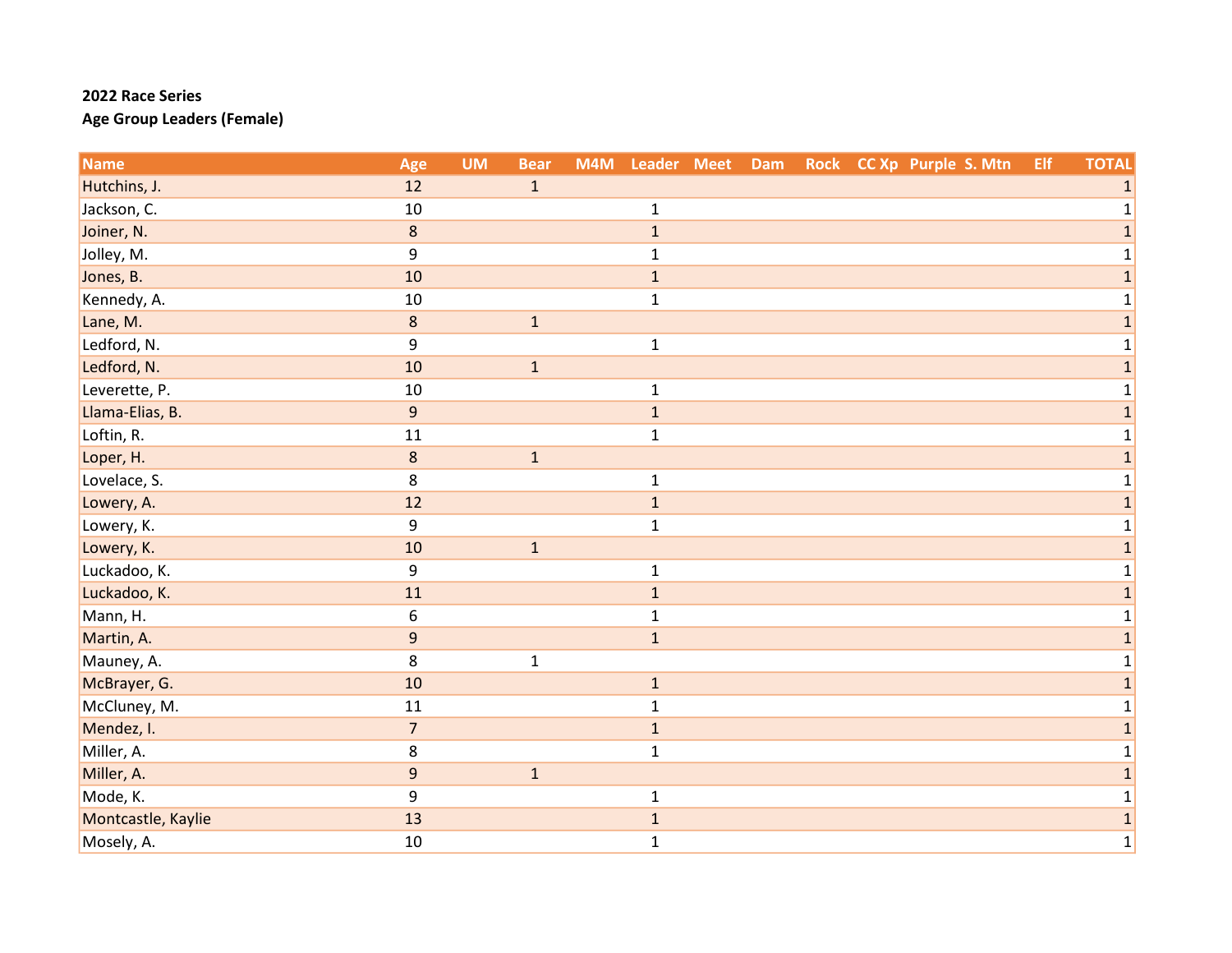**2022 Race Series**

**Age Group Leaders (Female)**

| Name | Age | UM | Bear | M4M | Leader | Meet | Dam | Rock | CC Xp | Purple | S. Mtn | Elf | TOTAL |
|---|---|---|---|---|---|---|---|---|---|---|---|---|---|
| Hutchins, J. | 12 | | 1 | | | | | | | | | | 1 |
| Jackson, C. | 10 | | | | 1 | | | | | | | | 1 |
| Joiner, N. | 8 | | | | 1 | | | | | | | | 1 |
| Jolley, M. | 9 | | | | 1 | | | | | | | | 1 |
| Jones, B. | 10 | | | | 1 | | | | | | | | 1 |
| Kennedy, A. | 10 | | | | 1 | | | | | | | | 1 |
| Lane, M. | 8 | | 1 | | | | | | | | | | 1 |
| Ledford, N. | 9 | | | | 1 | | | | | | | | 1 |
| Ledford, N. | 10 | | 1 | | | | | | | | | | 1 |
| Leverette, P. | 10 | | | | 1 | | | | | | | | 1 |
| Llama-Elias, B. | 9 | | | | 1 | | | | | | | | 1 |
| Loftin, R. | 11 | | | | 1 | | | | | | | | 1 |
| Loper, H. | 8 | | 1 | | | | | | | | | | 1 |
| Lovelace, S. | 8 | | | | 1 | | | | | | | | 1 |
| Lowery, A. | 12 | | | | 1 | | | | | | | | 1 |
| Lowery, K. | 9 | | | | 1 | | | | | | | | 1 |
| Lowery, K. | 10 | | 1 | | | | | | | | | | 1 |
| Luckadoo, K. | 9 | | | | 1 | | | | | | | | 1 |
| Luckadoo, K. | 11 | | | | 1 | | | | | | | | 1 |
| Mann, H. | 6 | | | | 1 | | | | | | | | 1 |
| Martin, A. | 9 | | | | 1 | | | | | | | | 1 |
| Mauney, A. | 8 | | 1 | | | | | | | | | | 1 |
| McBrayer, G. | 10 | | | | 1 | | | | | | | | 1 |
| McCluney, M. | 11 | | | | 1 | | | | | | | | 1 |
| Mendez, I. | 7 | | | | 1 | | | | | | | | 1 |
| Miller, A. | 8 | | | | 1 | | | | | | | | 1 |
| Miller, A. | 9 | | 1 | | | | | | | | | | 1 |
| Mode, K. | 9 | | | | 1 | | | | | | | | 1 |
| Montcastle, Kaylie | 13 | | | | 1 | | | | | | | | 1 |
| Mosely, A. | 10 | | | | 1 | | | | | | | | 1 |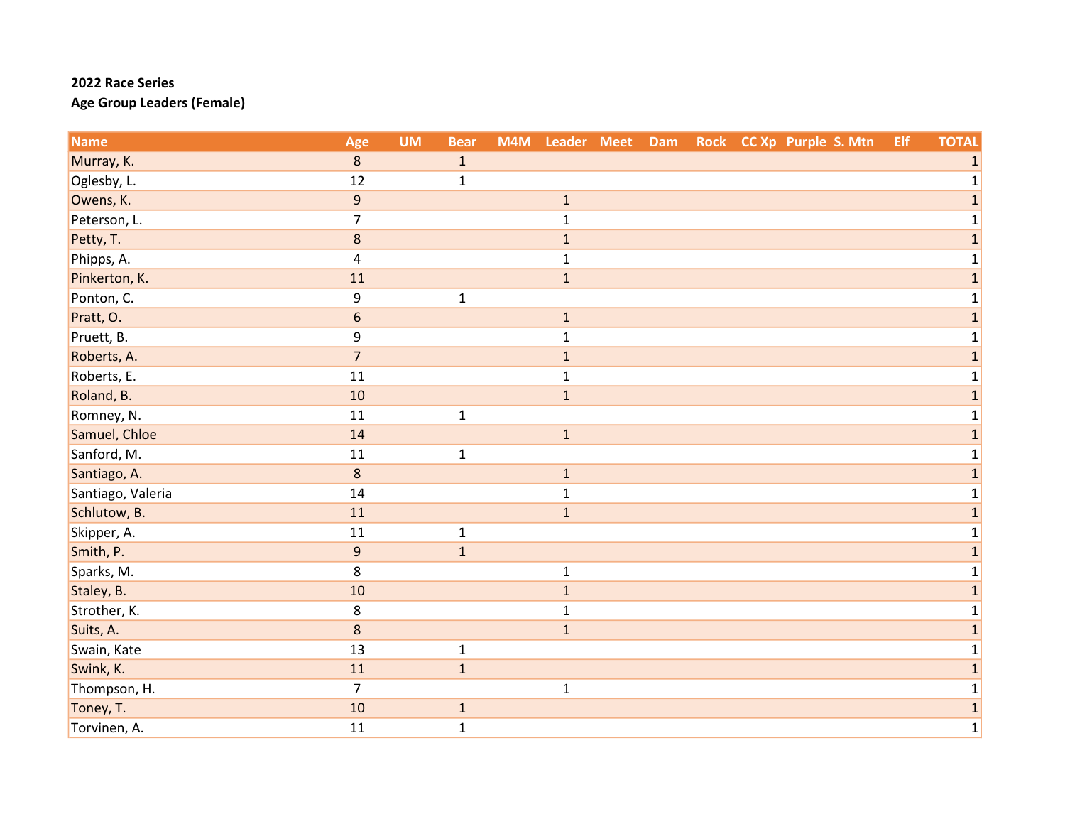**2022 Race Series**

**Age Group Leaders (Female)**

| Name | Age | UM | Bear | M4M | Leader | Meet | Dam | Rock | CC Xp | Purple | S. Mtn | Elf | TOTAL |
|---|---|---|---|---|---|---|---|---|---|---|---|---|---|
| Murray, K. | 8 | | 1 | | | | | | | | | | 1 |
| Oglesby, L. | 12 | | 1 | | | | | | | | | | 1 |
| Owens, K. | 9 | | | | 1 | | | | | | | | 1 |
| Peterson, L. | 7 | | | | 1 | | | | | | | | 1 |
| Petty, T. | 8 | | | | 1 | | | | | | | | 1 |
| Phipps, A. | 4 | | | | 1 | | | | | | | | 1 |
| Pinkerton, K. | 11 | | | | 1 | | | | | | | | 1 |
| Ponton, C. | 9 | | 1 | | | | | | | | | | 1 |
| Pratt, O. | 6 | | | | 1 | | | | | | | | 1 |
| Pruett, B. | 9 | | | | 1 | | | | | | | | 1 |
| Roberts, A. | 7 | | | | 1 | | | | | | | | 1 |
| Roberts, E. | 11 | | | | 1 | | | | | | | | 1 |
| Roland, B. | 10 | | | | 1 | | | | | | | | 1 |
| Romney, N. | 11 | | 1 | | | | | | | | | | 1 |
| Samuel, Chloe | 14 | | | | 1 | | | | | | | | 1 |
| Sanford, M. | 11 | | 1 | | | | | | | | | | 1 |
| Santiago, A. | 8 | | | | 1 | | | | | | | | 1 |
| Santiago, Valeria | 14 | | | | 1 | | | | | | | | 1 |
| Schlutow, B. | 11 | | | | 1 | | | | | | | | 1 |
| Skipper, A. | 11 | | 1 | | | | | | | | | | 1 |
| Smith, P. | 9 | | 1 | | | | | | | | | | 1 |
| Sparks, M. | 8 | | | | 1 | | | | | | | | 1 |
| Staley, B. | 10 | | | | 1 | | | | | | | | 1 |
| Strother, K. | 8 | | | | 1 | | | | | | | | 1 |
| Suits, A. | 8 | | | | 1 | | | | | | | | 1 |
| Swain, Kate | 13 | | 1 | | | | | | | | | | 1 |
| Swink, K. | 11 | | 1 | | | | | | | | | | 1 |
| Thompson, H. | 7 | | | | 1 | | | | | | | | 1 |
| Toney, T. | 10 | | 1 | | | | | | | | | | 1 |
| Torvinen, A. | 11 | | 1 | | | | | | | | | | 1 |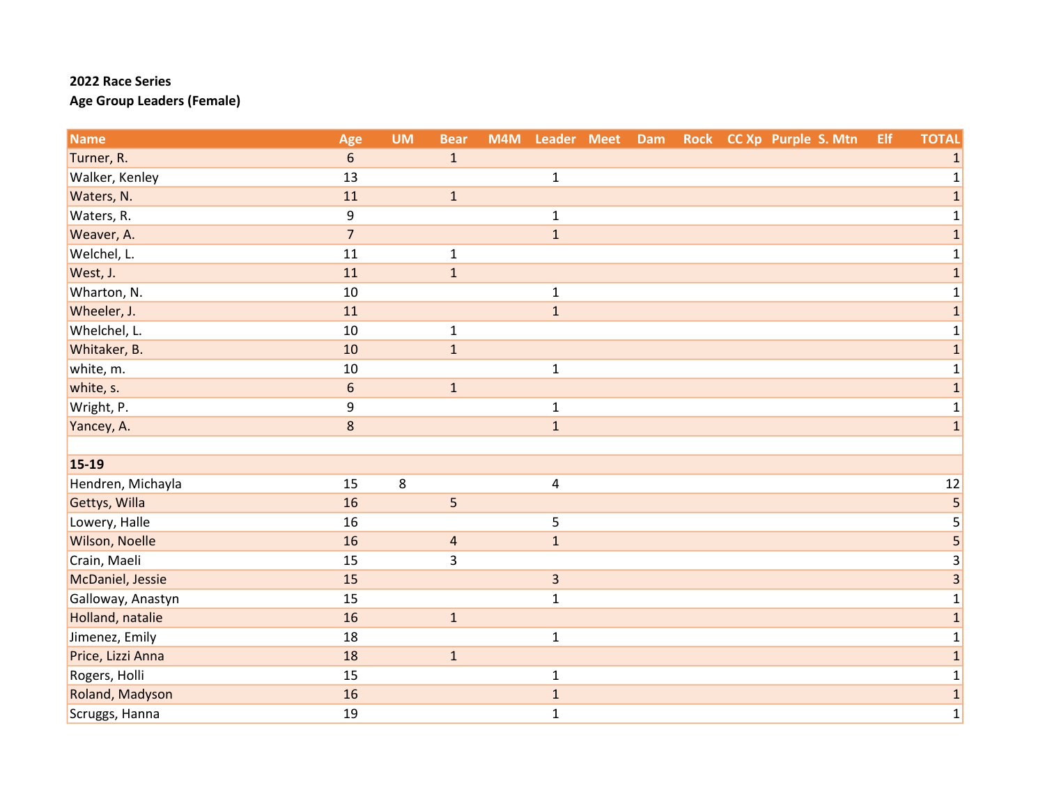**2022 Race Series**

**Age Group Leaders (Female)**

| Name | Age | UM | Bear | M4M | Leader | Meet | Dam | Rock | CC Xp | Purple | S. Mtn | Elf | TOTAL |
|---|---|---|---|---|---|---|---|---|---|---|---|---|---|
| Turner, R. | 6 | | 1 | | | | | | | | | | 1 |
| Walker, Kenley | 13 | | | | 1 | | | | | | | | 1 |
| Waters, N. | 11 | | 1 | | | | | | | | | | 1 |
| Waters, R. | 9 | | | | 1 | | | | | | | | 1 |
| Weaver, A. | 7 | | | | 1 | | | | | | | | 1 |
| Welchel, L. | 11 | | 1 | | | | | | | | | | 1 |
| West, J. | 11 | | 1 | | | | | | | | | | 1 |
| Wharton, N. | 10 | | | | 1 | | | | | | | | 1 |
| Wheeler, J. | 11 | | | | 1 | | | | | | | | 1 |
| Whelchel, L. | 10 | | 1 | | | | | | | | | | 1 |
| Whitaker, B. | 10 | | 1 | | | | | | | | | | 1 |
| white, m. | 10 | | | | 1 | | | | | | | | 1 |
| white, s. | 6 | | 1 | | | | | | | | | | 1 |
| Wright, P. | 9 | | | | 1 | | | | | | | | 1 |
| Yancey, A. | 8 | | | | 1 | | | | | | | | 1 |
| | | | | | | | | | | | | | |
| **15-19** | | | | | | | | | | | | | |
| Hendren, Michayla | 15 | 8 | | | 4 | | | | | | | | 12 |
| Gettys, Willa | 16 | | 5 | | | | | | | | | | 5 |
| Lowery, Halle | 16 | | | | 5 | | | | | | | | 5 |
| Wilson, Noelle | 16 | | 4 | | 1 | | | | | | | | 5 |
| Crain, Maeli | 15 | | 3 | | | | | | | | | | 3 |
| McDaniel, Jessie | 15 | | | | 3 | | | | | | | | 3 |
| Galloway, Anastyn | 15 | | | | 1 | | | | | | | | 1 |
| Holland, natalie | 16 | | 1 | | | | | | | | | | 1 |
| Jimenez, Emily | 18 | | | | 1 | | | | | | | | 1 |
| Price, Lizzi Anna | 18 | | 1 | | | | | | | | | | 1 |
| Rogers, Holli | 15 | | | | 1 | | | | | | | | 1 |
| Roland, Madyson | 16 | | | | 1 | | | | | | | | 1 |
| Scruggs, Hanna | 19 | | | | 1 | | | | | | | | 1 |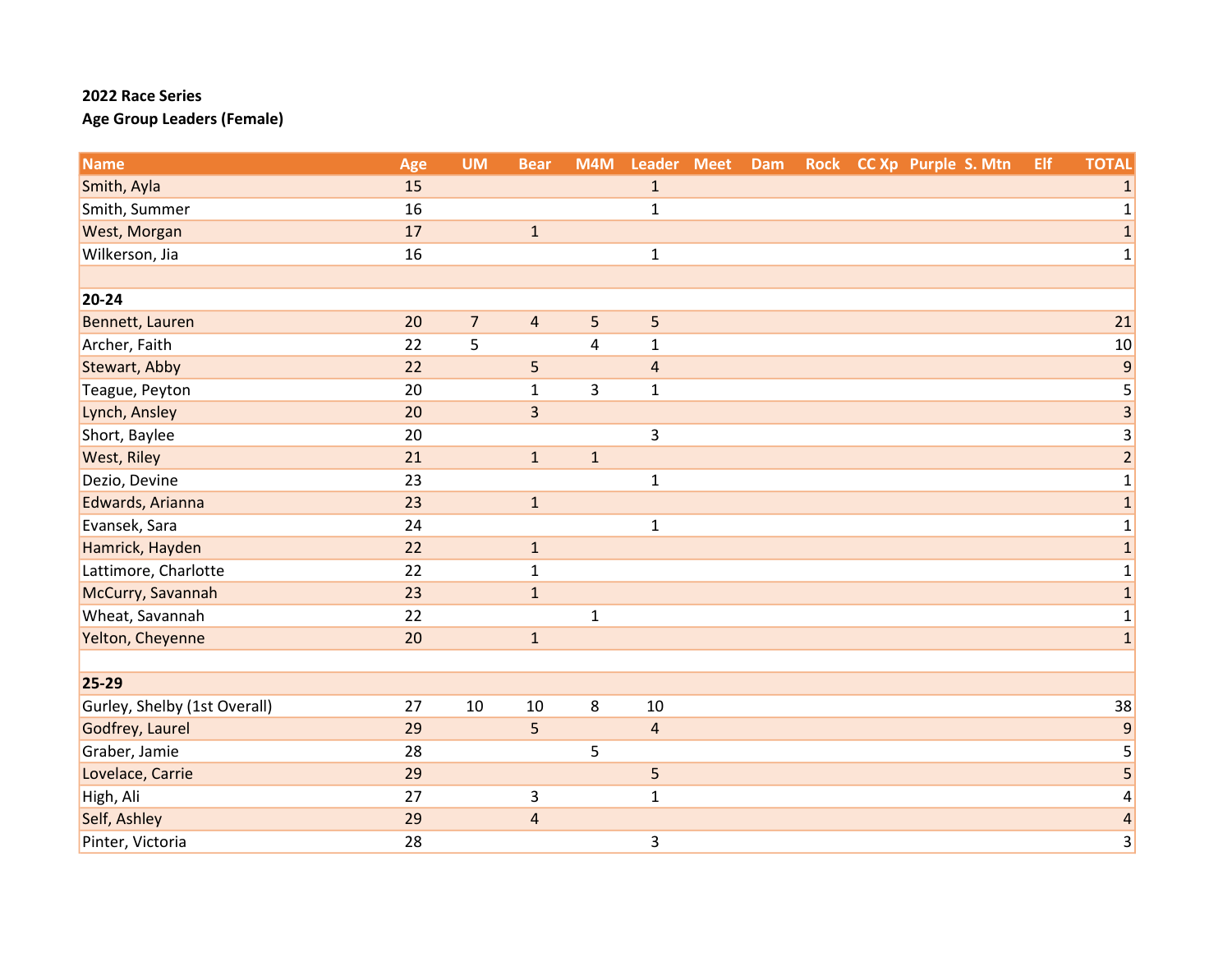**2022 Race Series**

**Age Group Leaders (Female)**

| Name | Age | UM | Bear | M4M | Leader | Meet | Dam | Rock | CC Xp | Purple | S. Mtn | Elf | TOTAL |
|---|---|---|---|---|---|---|---|---|---|---|---|---|---|
| Smith, Ayla | 15 | | | | 1 | | | | | | | | 1 |
| Smith, Summer | 16 | | | | 1 | | | | | | | | 1 |
| West, Morgan | 17 | | 1 | | | | | | | | | | 1 |
| Wilkerson, Jia | 16 | | | | 1 | | | | | | | | 1 |
| | | | | | | | | | | | | | |
| **20-24** | | | | | | | | | | | | | |
| Bennett, Lauren | 20 | 7 | 4 | 5 | 5 | | | | | | | | 21 |
| Archer, Faith | 22 | 5 | | 4 | 1 | | | | | | | | 10 |
| Stewart, Abby | 22 | | 5 | | 4 | | | | | | | | 9 |
| Teague, Peyton | 20 | | 1 | 3 | 1 | | | | | | | | 5 |
| Lynch, Ansley | 20 | | 3 | | | | | | | | | | 3 |
| Short, Baylee | 20 | | | | 3 | | | | | | | | 3 |
| West, Riley | 21 | | 1 | 1 | | | | | | | | | 2 |
| Dezio, Devine | 23 | | | | 1 | | | | | | | | 1 |
| Edwards, Arianna | 23 | | 1 | | | | | | | | | | 1 |
| Evansek, Sara | 24 | | | | 1 | | | | | | | | 1 |
| Hamrick, Hayden | 22 | | 1 | | | | | | | | | | 1 |
| Lattimore, Charlotte | 22 | | 1 | | | | | | | | | | 1 |
| McCurry, Savannah | 23 | | 1 | | | | | | | | | | 1 |
| Wheat, Savannah | 22 | | | 1 | | | | | | | | | 1 |
| Yelton, Cheyenne | 20 | | 1 | | | | | | | | | | 1 |
| | | | | | | | | | | | | | |
| **25-29** | | | | | | | | | | | | | |
| Gurley, Shelby (1st Overall) | 27 | 10 | 10 | 8 | 10 | | | | | | | | 38 |
| Godfrey, Laurel | 29 | | 5 | | 4 | | | | | | | | 9 |
| Graber, Jamie | 28 | | | 5 | | | | | | | | | 5 |
| Lovelace, Carrie | 29 | | | | 5 | | | | | | | | 5 |
| High, Ali | 27 | | 3 | | 1 | | | | | | | | 4 |
| Self, Ashley | 29 | | 4 | | | | | | | | | | 4 |
| Pinter, Victoria | 28 | | | | 3 | | | | | | | | 3 |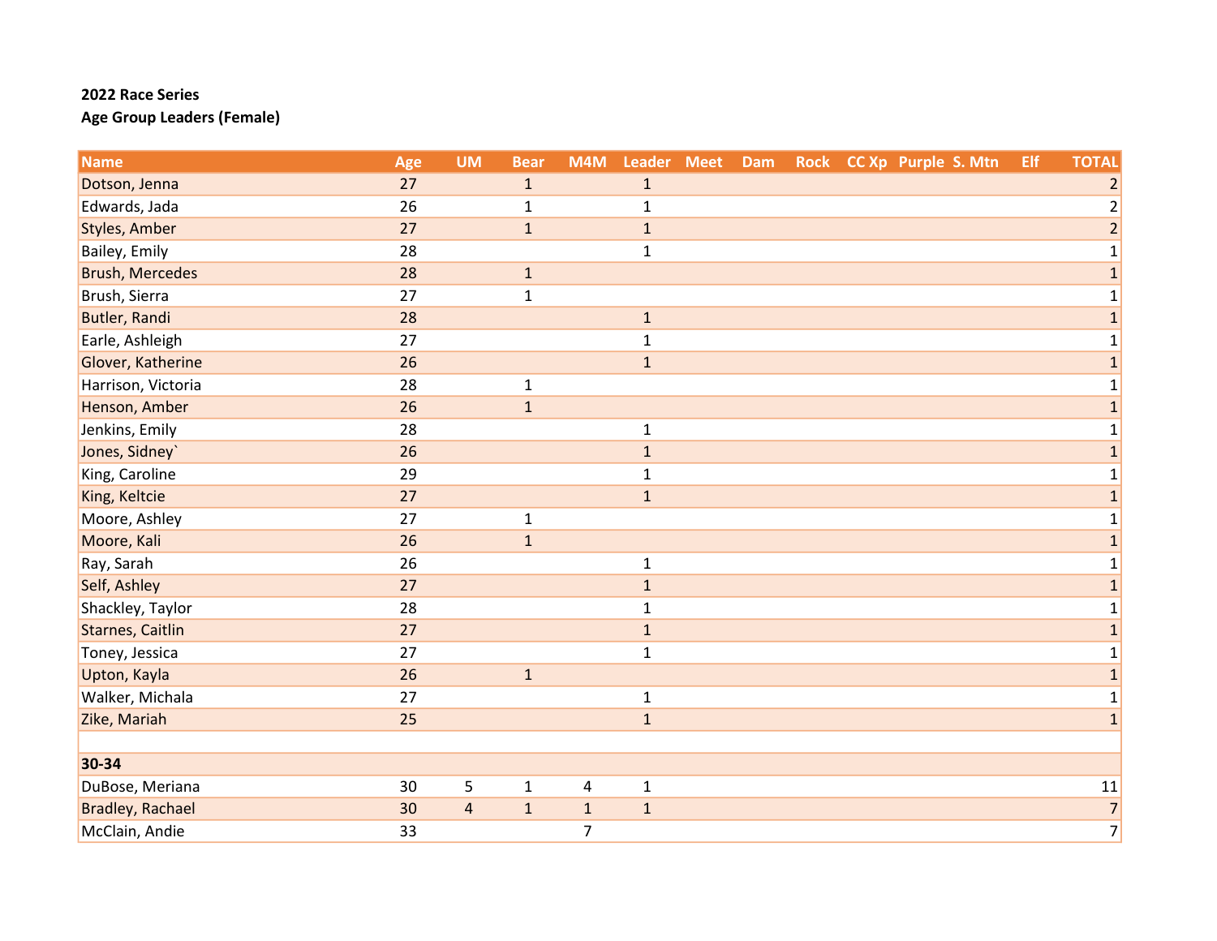**2022 Race Series**

**Age Group Leaders (Female)**

| Name | Age | UM | Bear | M4M | Leader | Meet | Dam | Rock | CC Xp | Purple | S. Mtn | Elf | TOTAL |
|---|---|---|---|---|---|---|---|---|---|---|---|---|---|
| Dotson, Jenna | 27 | | 1 | | 1 | | | | | | | | 2 |
| Edwards, Jada | 26 | | 1 | | 1 | | | | | | | | 2 |
| Styles, Amber | 27 | | 1 | | 1 | | | | | | | | 2 |
| Bailey, Emily | 28 | | | | 1 | | | | | | | | 1 |
| Brush, Mercedes | 28 | | 1 | | | | | | | | | | 1 |
| Brush, Sierra | 27 | | 1 | | | | | | | | | | 1 |
| Butler, Randi | 28 | | | | 1 | | | | | | | | 1 |
| Earle, Ashleigh | 27 | | | | 1 | | | | | | | | 1 |
| Glover, Katherine | 26 | | | | 1 | | | | | | | | 1 |
| Harrison, Victoria | 28 | | 1 | | | | | | | | | | 1 |
| Henson, Amber | 26 | | 1 | | | | | | | | | | 1 |
| Jenkins, Emily | 28 | | | | 1 | | | | | | | | 1 |
| Jones, Sidney` | 26 | | | | 1 | | | | | | | | 1 |
| King, Caroline | 29 | | | | 1 | | | | | | | | 1 |
| King, Keltcie | 27 | | | | 1 | | | | | | | | 1 |
| Moore, Ashley | 27 | | 1 | | | | | | | | | | 1 |
| Moore, Kali | 26 | | 1 | | | | | | | | | | 1 |
| Ray, Sarah | 26 | | | | 1 | | | | | | | | 1 |
| Self, Ashley | 27 | | | | 1 | | | | | | | | 1 |
| Shackley, Taylor | 28 | | | | 1 | | | | | | | | 1 |
| Starnes, Caitlin | 27 | | | | 1 | | | | | | | | 1 |
| Toney, Jessica | 27 | | | | 1 | | | | | | | | 1 |
| Upton, Kayla | 26 | | 1 | | | | | | | | | | 1 |
| Walker, Michala | 27 | | | | 1 | | | | | | | | 1 |
| Zike, Mariah | 25 | | | | 1 | | | | | | | | 1 |
| | | | | | | | | | | | | | |
| **30-34** | | | | | | | | | | | | | |
| DuBose, Meriana | 30 | 5 | 1 | 4 | 1 | | | | | | | | 11 |
| Bradley, Rachael | 30 | 4 | 1 | 1 | 1 | | | | | | | | 7 |
| McClain, Andie | 33 | | | 7 | | | | | | | | | 7 |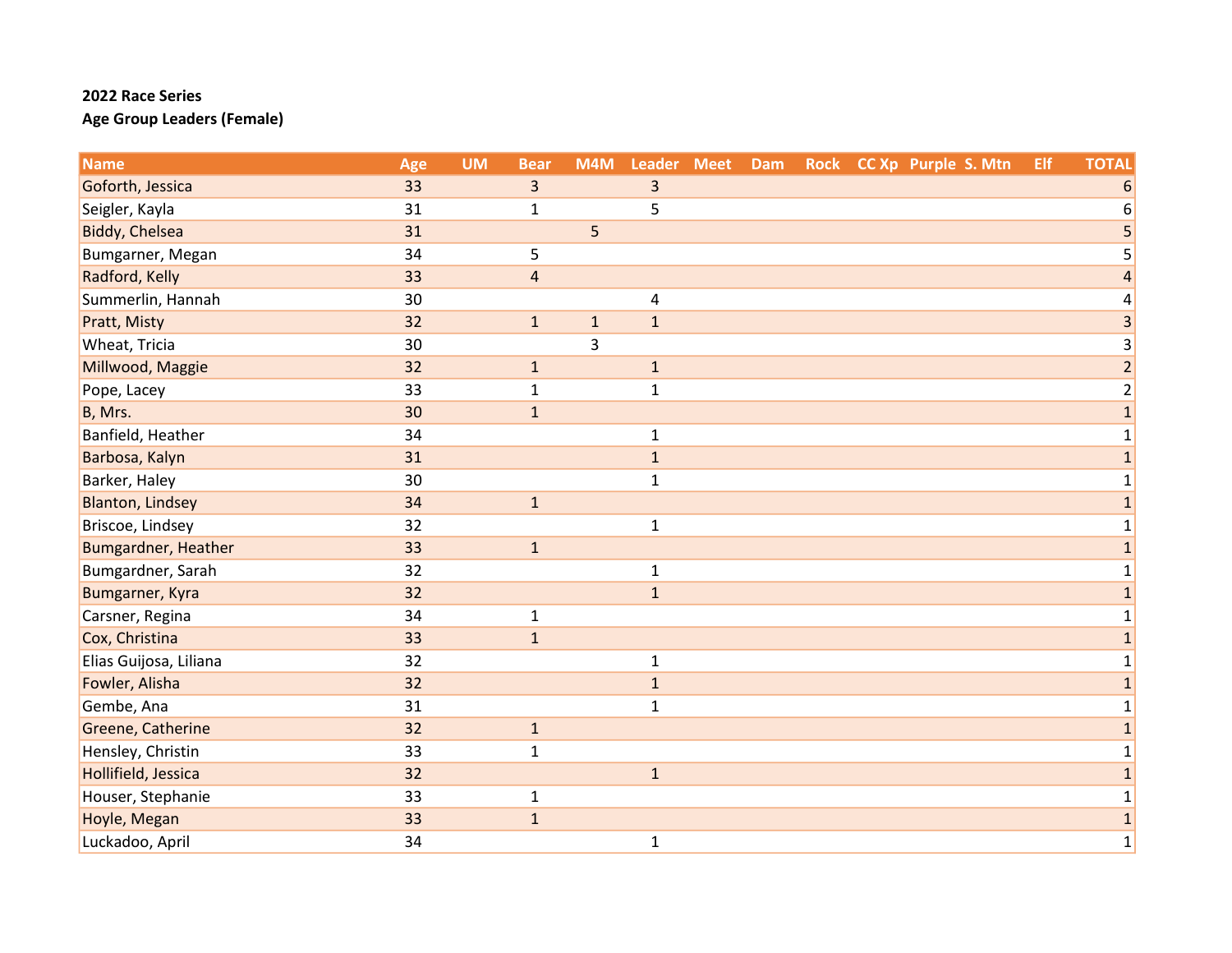**2022 Race Series**

**Age Group Leaders (Female)**

| Name | Age | UM | Bear | M4M | Leader | Meet | Dam | Rock | CC Xp | Purple | S. Mtn | Elf | TOTAL |
|---|---|---|---|---|---|---|---|---|---|---|---|---|---|
| Goforth, Jessica | 33 | | 3 | | 3 | | | | | | | | 6 |
| Seigler, Kayla | 31 | | 1 | | 5 | | | | | | | | 6 |
| Biddy, Chelsea | 31 | | | 5 | | | | | | | | | 5 |
| Bumgarner, Megan | 34 | | 5 | | | | | | | | | | 5 |
| Radford, Kelly | 33 | | 4 | | | | | | | | | | 4 |
| Summerlin, Hannah | 30 | | | | 4 | | | | | | | | 4 |
| Pratt, Misty | 32 | | 1 | 1 | 1 | | | | | | | | 3 |
| Wheat, Tricia | 30 | | | 3 | | | | | | | | | 3 |
| Millwood, Maggie | 32 | | 1 | | 1 | | | | | | | | 2 |
| Pope, Lacey | 33 | | 1 | | 1 | | | | | | | | 2 |
| B, Mrs. | 30 | | 1 | | | | | | | | | | 1 |
| Banfield, Heather | 34 | | | | 1 | | | | | | | | 1 |
| Barbosa, Kalyn | 31 | | | | 1 | | | | | | | | 1 |
| Barker, Haley | 30 | | | | 1 | | | | | | | | 1 |
| Blanton, Lindsey | 34 | | 1 | | | | | | | | | | 1 |
| Briscoe, Lindsey | 32 | | | | 1 | | | | | | | | 1 |
| Bumgardner, Heather | 33 | | 1 | | | | | | | | | | 1 |
| Bumgardner, Sarah | 32 | | | | 1 | | | | | | | | 1 |
| Bumgarner, Kyra | 32 | | | | 1 | | | | | | | | 1 |
| Carsner, Regina | 34 | | 1 | | | | | | | | | | 1 |
| Cox, Christina | 33 | | 1 | | | | | | | | | | 1 |
| Elias Guijosa, Liliana | 32 | | | | 1 | | | | | | | | 1 |
| Fowler, Alisha | 32 | | | | 1 | | | | | | | | 1 |
| Gembe, Ana | 31 | | | | 1 | | | | | | | | 1 |
| Greene, Catherine | 32 | | 1 | | | | | | | | | | 1 |
| Hensley, Christin | 33 | | 1 | | | | | | | | | | 1 |
| Hollifield, Jessica | 32 | | | | 1 | | | | | | | | 1 |
| Houser, Stephanie | 33 | | 1 | | | | | | | | | | 1 |
| Hoyle, Megan | 33 | | 1 | | | | | | | | | | 1 |
| Luckadoo, April | 34 | | | | 1 | | | | | | | | 1 |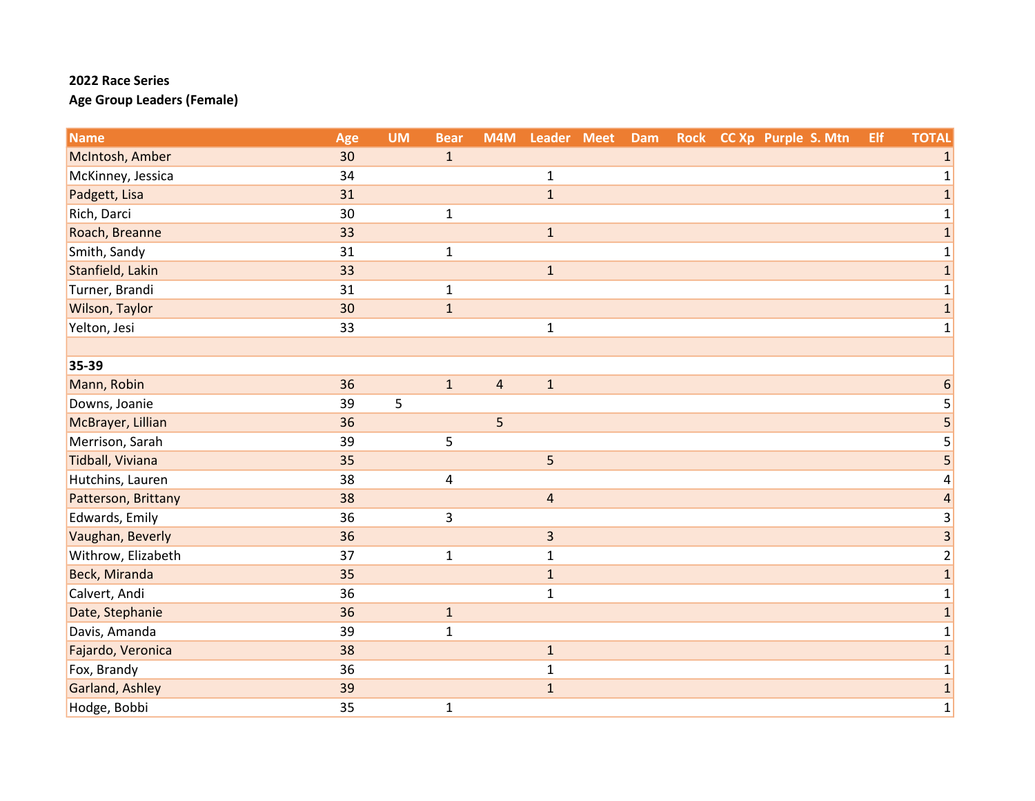**2022 Race Series**

**Age Group Leaders (Female)**

| Name | Age | UM | Bear | M4M | Leader | Meet | Dam | Rock | CC Xp | Purple | S. Mtn | Elf | TOTAL |
|---|---|---|---|---|---|---|---|---|---|---|---|---|---|
| McIntosh, Amber | 30 | | 1 | | | | | | | | | | 1 |
| McKinney, Jessica | 34 | | | | 1 | | | | | | | | 1 |
| Padgett, Lisa | 31 | | | | 1 | | | | | | | | 1 |
| Rich, Darci | 30 | | 1 | | | | | | | | | | 1 |
| Roach, Breanne | 33 | | | | 1 | | | | | | | | 1 |
| Smith, Sandy | 31 | | 1 | | | | | | | | | | 1 |
| Stanfield, Lakin | 33 | | | | 1 | | | | | | | | 1 |
| Turner, Brandi | 31 | | 1 | | | | | | | | | | 1 |
| Wilson, Taylor | 30 | | 1 | | | | | | | | | | 1 |
| Yelton, Jesi | 33 | | | | 1 | | | | | | | | 1 |
| | | | | | | | | | | | | | |
| **35-39** | | | | | | | | | | | | | |
| Mann, Robin | 36 | | 1 | 4 | 1 | | | | | | | | 6 |
| Downs, Joanie | 39 | 5 | | | | | | | | | | | 5 |
| McBrayer, Lillian | 36 | | | 5 | | | | | | | | | 5 |
| Merrison, Sarah | 39 | | 5 | | | | | | | | | | 5 |
| Tidball, Viviana | 35 | | | | 5 | | | | | | | | 5 |
| Hutchins, Lauren | 38 | | 4 | | | | | | | | | | 4 |
| Patterson, Brittany | 38 | | | | 4 | | | | | | | | 4 |
| Edwards, Emily | 36 | | 3 | | | | | | | | | | 3 |
| Vaughan, Beverly | 36 | | | | 3 | | | | | | | | 3 |
| Withrow, Elizabeth | 37 | | 1 | | 1 | | | | | | | | 2 |
| Beck, Miranda | 35 | | | | 1 | | | | | | | | 1 |
| Calvert, Andi | 36 | | | | 1 | | | | | | | | 1 |
| Date, Stephanie | 36 | | 1 | | | | | | | | | | 1 |
| Davis, Amanda | 39 | | 1 | | | | | | | | | | 1 |
| Fajardo, Veronica | 38 | | | | 1 | | | | | | | | 1 |
| Fox, Brandy | 36 | | | | 1 | | | | | | | | 1 |
| Garland, Ashley | 39 | | | | 1 | | | | | | | | 1 |
| Hodge, Bobbi | 35 | | 1 | | | | | | | | | | 1 |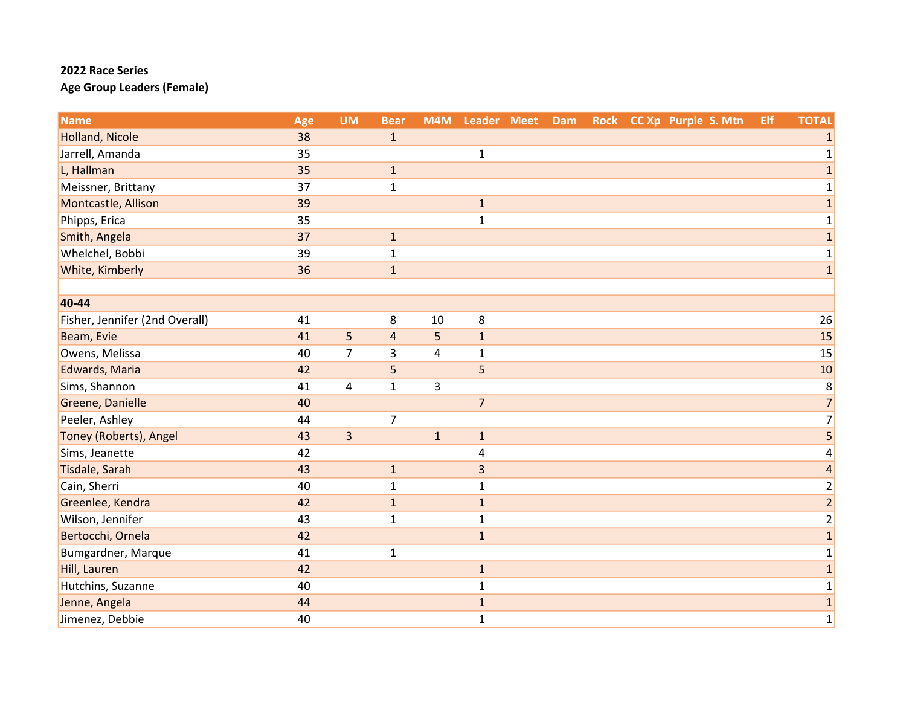**2022 Race Series**

**Age Group Leaders (Female)**

| Name | Age | UM | Bear | M4M | Leader | Meet | Dam | Rock | CC Xp | Purple | S. Mtn | Elf | TOTAL |
|---|---|---|---|---|---|---|---|---|---|---|---|---|---|
| Holland, Nicole | 38 | | 1 | | | | | | | | | | 1 |
| Jarrell, Amanda | 35 | | | | 1 | | | | | | | | 1 |
| L, Hallman | 35 | | 1 | | | | | | | | | | 1 |
| Meissner, Brittany | 37 | | 1 | | | | | | | | | | 1 |
| Montcastle, Allison | 39 | | | | 1 | | | | | | | | 1 |
| Phipps, Erica | 35 | | | | 1 | | | | | | | | 1 |
| Smith, Angela | 37 | | 1 | | | | | | | | | | 1 |
| Whelchel, Bobbi | 39 | | 1 | | | | | | | | | | 1 |
| White, Kimberly | 36 | | 1 | | | | | | | | | | 1 |
| | | | | | | | | | | | | | |
| **40-44** | | | | | | | | | | | | | |
| Fisher, Jennifer (2nd Overall) | 41 | | 8 | 10 | 8 | | | | | | | | 26 |
| Beam, Evie | 41 | 5 | 4 | 5 | 1 | | | | | | | | 15 |
| Owens, Melissa | 40 | 7 | 3 | 4 | 1 | | | | | | | | 15 |
| Edwards, Maria | 42 | | 5 | | 5 | | | | | | | | 10 |
| Sims, Shannon | 41 | 4 | 1 | 3 | | | | | | | | | 8 |
| Greene, Danielle | 40 | | | | 7 | | | | | | | | 7 |
| Peeler, Ashley | 44 | | 7 | | | | | | | | | | 7 |
| Toney (Roberts), Angel | 43 | 3 | | 1 | 1 | | | | | | | | 5 |
| Sims, Jeanette | 42 | | | | 4 | | | | | | | | 4 |
| Tisdale, Sarah | 43 | | 1 | | 3 | | | | | | | | 4 |
| Cain, Sherri | 40 | | 1 | | 1 | | | | | | | | 2 |
| Greenlee, Kendra | 42 | | 1 | | 1 | | | | | | | | 2 |
| Wilson, Jennifer | 43 | | 1 | | 1 | | | | | | | | 2 |
| Bertocchi, Ornela | 42 | | | | 1 | | | | | | | | 1 |
| Bumgardner, Marque | 41 | | 1 | | | | | | | | | | 1 |
| Hill, Lauren | 42 | | | | 1 | | | | | | | | 1 |
| Hutchins, Suzanne | 40 | | | | 1 | | | | | | | | 1 |
| Jenne, Angela | 44 | | | | 1 | | | | | | | | 1 |
| Jimenez, Debbie | 40 | | | | 1 | | | | | | | | 1 |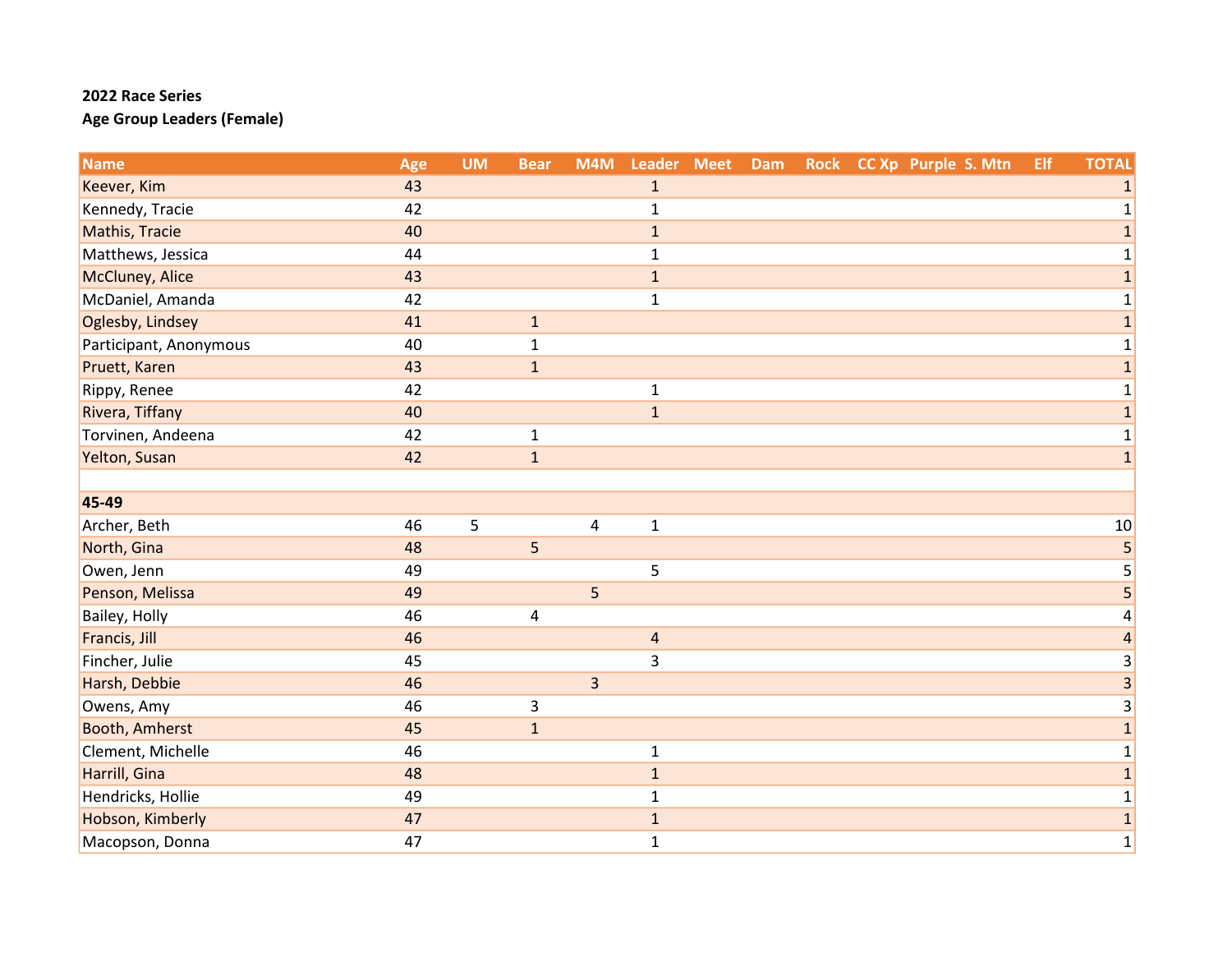**2022 Race Series**

**Age Group Leaders (Female)**

| Name | Age | UM | Bear | M4M | Leader | Meet | Dam | Rock | CC Xp | Purple | S. Mtn | Elf | TOTAL |
|---|---|---|---|---|---|---|---|---|---|---|---|---|---|
| Keever, Kim | 43 | | | | 1 | | | | | | | | 1 |
| Kennedy, Tracie | 42 | | | | 1 | | | | | | | | 1 |
| Mathis, Tracie | 40 | | | | 1 | | | | | | | | 1 |
| Matthews, Jessica | 44 | | | | 1 | | | | | | | | 1 |
| McCluney, Alice | 43 | | | | 1 | | | | | | | | 1 |
| McDaniel, Amanda | 42 | | | | 1 | | | | | | | | 1 |
| Oglesby, Lindsey | 41 | | 1 | | | | | | | | | | 1 |
| Participant, Anonymous | 40 | | 1 | | | | | | | | | | 1 |
| Pruett, Karen | 43 | | 1 | | | | | | | | | | 1 |
| Rippy, Renee | 42 | | | | 1 | | | | | | | | 1 |
| Rivera, Tiffany | 40 | | | | 1 | | | | | | | | 1 |
| Torvinen, Andeena | 42 | | 1 | | | | | | | | | | 1 |
| Yelton, Susan | 42 | | 1 | | | | | | | | | | 1 |
| | | | | | | | | | | | | | |
| **45-49** | | | | | | | | | | | | | |
| Archer, Beth | 46 | 5 | | 4 | 1 | | | | | | | | 10 |
| North, Gina | 48 | | 5 | | | | | | | | | | 5 |
| Owen, Jenn | 49 | | | | 5 | | | | | | | | 5 |
| Penson, Melissa | 49 | | | 5 | | | | | | | | | 5 |
| Bailey, Holly | 46 | | 4 | | | | | | | | | | 4 |
| Francis, Jill | 46 | | | | 4 | | | | | | | | 4 |
| Fincher, Julie | 45 | | | | 3 | | | | | | | | 3 |
| Harsh, Debbie | 46 | | | 3 | | | | | | | | | 3 |
| Owens, Amy | 46 | | 3 | | | | | | | | | | 3 |
| Booth, Amherst | 45 | | 1 | | | | | | | | | | 1 |
| Clement, Michelle | 46 | | | | 1 | | | | | | | | 1 |
| Harrill, Gina | 48 | | | | 1 | | | | | | | | 1 |
| Hendricks, Hollie | 49 | | | | 1 | | | | | | | | 1 |
| Hobson, Kimberly | 47 | | | | 1 | | | | | | | | 1 |
| Macopson, Donna | 47 | | | | 1 | | | | | | | | 1 |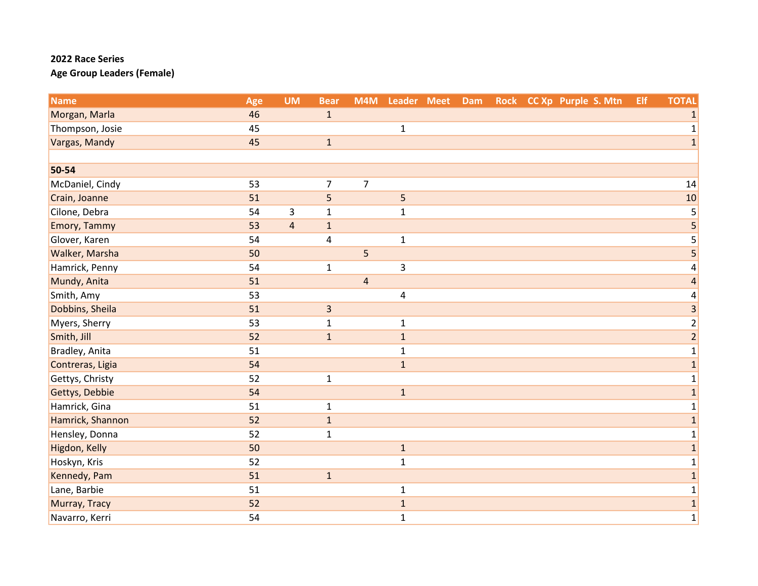**2022 Race Series**

**Age Group Leaders (Female)**

| Name | Age | UM | Bear | M4M | Leader | Meet | Dam | Rock | CC Xp | Purple | S. Mtn | Elf | TOTAL |
|---|---|---|---|---|---|---|---|---|---|---|---|---|---|
| Morgan, Marla | 46 | | 1 | | | | | | | | | | 1 |
| Thompson, Josie | 45 | | | | 1 | | | | | | | | 1 |
| Vargas, Mandy | 45 | | 1 | | | | | | | | | | 1 |
| | | | | | | | | | | | | | |
| **50-54** | | | | | | | | | | | | | |
| McDaniel, Cindy | 53 | | 7 | 7 | | | | | | | | | 14 |
| Crain, Joanne | 51 | | 5 | | 5 | | | | | | | | 10 |
| Cilone, Debra | 54 | 3 | 1 | | 1 | | | | | | | | 5 |
| Emory, Tammy | 53 | 4 | 1 | | | | | | | | | | 5 |
| Glover, Karen | 54 | | 4 | | 1 | | | | | | | | 5 |
| Walker, Marsha | 50 | | | 5 | | | | | | | | | 5 |
| Hamrick, Penny | 54 | | 1 | | 3 | | | | | | | | 4 |
| Mundy, Anita | 51 | | | 4 | | | | | | | | | 4 |
| Smith, Amy | 53 | | | | 4 | | | | | | | | 4 |
| Dobbins, Sheila | 51 | | 3 | | | | | | | | | | 3 |
| Myers, Sherry | 53 | | 1 | | 1 | | | | | | | | 2 |
| Smith, Jill | 52 | | 1 | | 1 | | | | | | | | 2 |
| Bradley, Anita | 51 | | | | 1 | | | | | | | | 1 |
| Contreras, Ligia | 54 | | | | 1 | | | | | | | | 1 |
| Gettys, Christy | 52 | | 1 | | | | | | | | | | 1 |
| Gettys, Debbie | 54 | | | | 1 | | | | | | | | 1 |
| Hamrick, Gina | 51 | | 1 | | | | | | | | | | 1 |
| Hamrick, Shannon | 52 | | 1 | | | | | | | | | | 1 |
| Hensley, Donna | 52 | | 1 | | | | | | | | | | 1 |
| Higdon, Kelly | 50 | | | | 1 | | | | | | | | 1 |
| Hoskyn, Kris | 52 | | | | 1 | | | | | | | | 1 |
| Kennedy, Pam | 51 | | 1 | | | | | | | | | | 1 |
| Lane, Barbie | 51 | | | | 1 | | | | | | | | 1 |
| Murray, Tracy | 52 | | | | 1 | | | | | | | | 1 |
| Navarro, Kerri | 54 | | | | 1 | | | | | | | | 1 |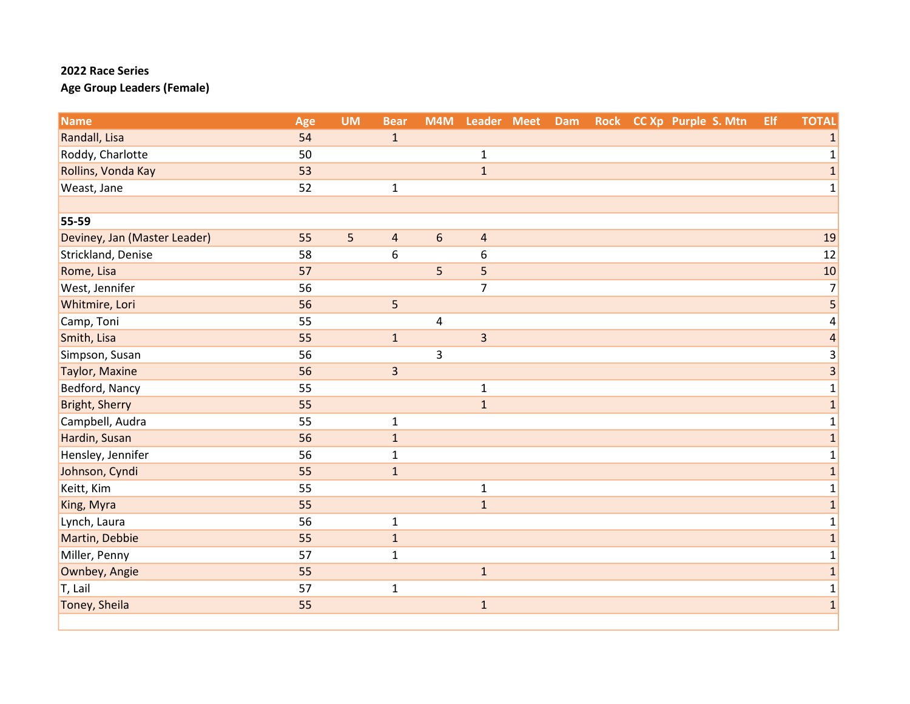**2022 Race Series**

**Age Group Leaders (Female)**

| Name | Age | UM | Bear | M4M | Leader | Meet | Dam | Rock | CC Xp | Purple | S. Mtn | Elf | TOTAL |
|---|---|---|---|---|---|---|---|---|---|---|---|---|---|
| Randall, Lisa | 54 | | 1 | | | | | | | | | | 1 |
| Roddy, Charlotte | 50 | | | | 1 | | | | | | | | 1 |
| Rollins, Vonda Kay | 53 | | | | 1 | | | | | | | | 1 |
| Weast, Jane | 52 | | 1 | | | | | | | | | | 1 |
| | | | | | | | | | | | | | |
| **55-59** | | | | | | | | | | | | | |
| Deviney, Jan (Master Leader) | 55 | 5 | 4 | 6 | 4 | | | | | | | | 19 |
| Strickland, Denise | 58 | | 6 | | 6 | | | | | | | | 12 |
| Rome, Lisa | 57 | | | 5 | 5 | | | | | | | | 10 |
| West, Jennifer | 56 | | | | 7 | | | | | | | | 7 |
| Whitmire, Lori | 56 | | 5 | | | | | | | | | | 5 |
| Camp, Toni | 55 | | | 4 | | | | | | | | | 4 |
| Smith, Lisa | 55 | | 1 | | 3 | | | | | | | | 4 |
| Simpson, Susan | 56 | | | 3 | | | | | | | | | 3 |
| Taylor, Maxine | 56 | | 3 | | | | | | | | | | 3 |
| Bedford, Nancy | 55 | | | | 1 | | | | | | | | 1 |
| Bright, Sherry | 55 | | | | 1 | | | | | | | | 1 |
| Campbell, Audra | 55 | | 1 | | | | | | | | | | 1 |
| Hardin, Susan | 56 | | 1 | | | | | | | | | | 1 |
| Hensley, Jennifer | 56 | | 1 | | | | | | | | | | 1 |
| Johnson, Cyndi | 55 | | 1 | | | | | | | | | | 1 |
| Keitt, Kim | 55 | | | | 1 | | | | | | | | 1 |
| King, Myra | 55 | | | | 1 | | | | | | | | 1 |
| Lynch, Laura | 56 | | 1 | | | | | | | | | | 1 |
| Martin, Debbie | 55 | | 1 | | | | | | | | | | 1 |
| Miller, Penny | 57 | | 1 | | | | | | | | | | 1 |
| Ownbey, Angie | 55 | | | | 1 | | | | | | | | 1 |
| T, Lail | 57 | | 1 | | | | | | | | | | 1 |
| Toney, Sheila | 55 | | | | 1 | | | | | | | | 1 |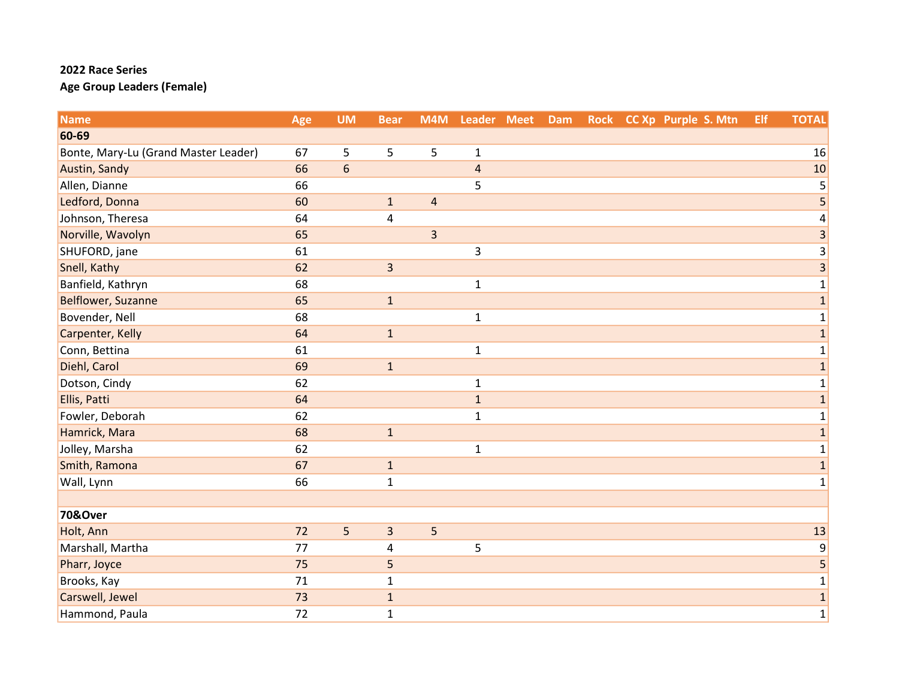**2022 Race Series**

**Age Group Leaders (Female)**

| Name | Age | UM | Bear | M4M | Leader | Meet | Dam | Rock | CC Xp | Purple | S. Mtn | Elf | TOTAL |
|---|---|---|---|---|---|---|---|---|---|---|---|---|---|
| **60-69** | | | | | | | | | | | | | |
| Bonte, Mary-Lu (Grand Master Leader) | 67 | 5 | 5 | 5 | 1 | | | | | | | | 16 |
| Austin, Sandy | 66 | 6 | | | 4 | | | | | | | | 10 |
| Allen, Dianne | 66 | | | | 5 | | | | | | | | 5 |
| Ledford, Donna | 60 | | 1 | 4 | | | | | | | | | 5 |
| Johnson, Theresa | 64 | | 4 | | | | | | | | | | 4 |
| Norville, Wavolyn | 65 | | | 3 | | | | | | | | | 3 |
| SHUFORD, jane | 61 | | | | 3 | | | | | | | | 3 |
| Snell, Kathy | 62 | | 3 | | | | | | | | | | 3 |
| Banfield, Kathryn | 68 | | | | 1 | | | | | | | | 1 |
| Belflower, Suzanne | 65 | | 1 | | | | | | | | | | 1 |
| Bovender, Nell | 68 | | | | 1 | | | | | | | | 1 |
| Carpenter, Kelly | 64 | | 1 | | | | | | | | | | 1 |
| Conn, Bettina | 61 | | | | 1 | | | | | | | | 1 |
| Diehl, Carol | 69 | | 1 | | | | | | | | | | 1 |
| Dotson, Cindy | 62 | | | | 1 | | | | | | | | 1 |
| Ellis, Patti | 64 | | | | 1 | | | | | | | | 1 |
| Fowler, Deborah | 62 | | | | 1 | | | | | | | | 1 |
| Hamrick, Mara | 68 | | 1 | | | | | | | | | | 1 |
| Jolley, Marsha | 62 | | | | 1 | | | | | | | | 1 |
| Smith, Ramona | 67 | | 1 | | | | | | | | | | 1 |
| Wall, Lynn | 66 | | 1 | | | | | | | | | | 1 |
| | | | | | | | | | | | | | |
| **70&Over** | | | | | | | | | | | | | |
| Holt, Ann | 72 | 5 | 3 | 5 | | | | | | | | | 13 |
| Marshall, Martha | 77 | | 4 | | 5 | | | | | | | | 9 |
| Pharr, Joyce | 75 | | 5 | | | | | | | | | | 5 |
| Brooks, Kay | 71 | | 1 | | | | | | | | | | 1 |
| Carswell, Jewel | 73 | | 1 | | | | | | | | | | 1 |
| Hammond, Paula | 72 | | 1 | | | | | | | | | | 1 |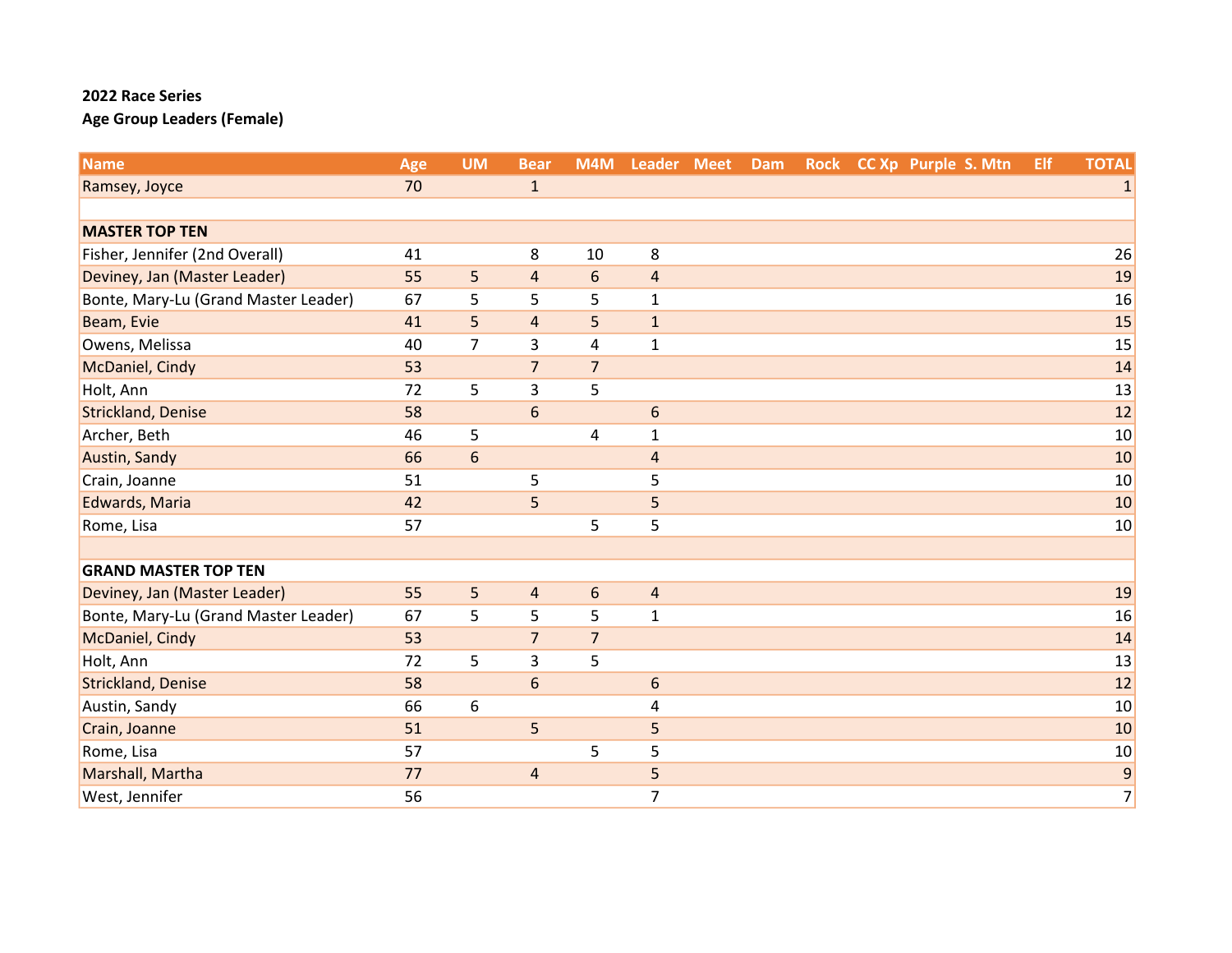**2022 Race Series**

**Age Group Leaders (Female)**

| Name | Age | UM | Bear | M4M | Leader | Meet | Dam | Rock | CC Xp | Purple | S. Mtn | Elf | TOTAL |
|---|---|---|---|---|---|---|---|---|---|---|---|---|---|
| Ramsey, Joyce | 70 | | 1 | | | | | | | | | | 1 |
| | | | | | | | | | | | | | |
| **MASTER TOP TEN** | | | | | | | | | | | | | |
| Fisher, Jennifer (2nd Overall) | 41 | | 8 | 10 | 8 | | | | | | | | 26 |
| Deviney, Jan (Master Leader) | 55 | 5 | 4 | 6 | 4 | | | | | | | | 19 |
| Bonte, Mary-Lu (Grand Master Leader) | 67 | 5 | 5 | 5 | 1 | | | | | | | | 16 |
| Beam, Evie | 41 | 5 | 4 | 5 | 1 | | | | | | | | 15 |
| Owens, Melissa | 40 | 7 | 3 | 4 | 1 | | | | | | | | 15 |
| McDaniel, Cindy | 53 | | 7 | 7 | | | | | | | | | 14 |
| Holt, Ann | 72 | 5 | 3 | 5 | | | | | | | | | 13 |
| Strickland, Denise | 58 | | 6 | | 6 | | | | | | | | 12 |
| Archer, Beth | 46 | 5 | | 4 | 1 | | | | | | | | 10 |
| Austin, Sandy | 66 | 6 | | | 4 | | | | | | | | 10 |
| Crain, Joanne | 51 | | 5 | | 5 | | | | | | | | 10 |
| Edwards, Maria | 42 | | 5 | | 5 | | | | | | | | 10 |
| Rome, Lisa | 57 | | | 5 | 5 | | | | | | | | 10 |
| | | | | | | | | | | | | | |
| **GRAND MASTER TOP TEN** | | | | | | | | | | | | | |
| Deviney, Jan (Master Leader) | 55 | 5 | 4 | 6 | 4 | | | | | | | | 19 |
| Bonte, Mary-Lu (Grand Master Leader) | 67 | 5 | 5 | 5 | 1 | | | | | | | | 16 |
| McDaniel, Cindy | 53 | | 7 | 7 | | | | | | | | | 14 |
| Holt, Ann | 72 | 5 | 3 | 5 | | | | | | | | | 13 |
| Strickland, Denise | 58 | | 6 | | 6 | | | | | | | | 12 |
| Austin, Sandy | 66 | 6 | | | 4 | | | | | | | | 10 |
| Crain, Joanne | 51 | | 5 | | 5 | | | | | | | | 10 |
| Rome, Lisa | 57 | | | 5 | 5 | | | | | | | | 10 |
| Marshall, Martha | 77 | | 4 | | 5 | | | | | | | | 9 |
| West, Jennifer | 56 | | | | 7 | | | | | | | | 7 |